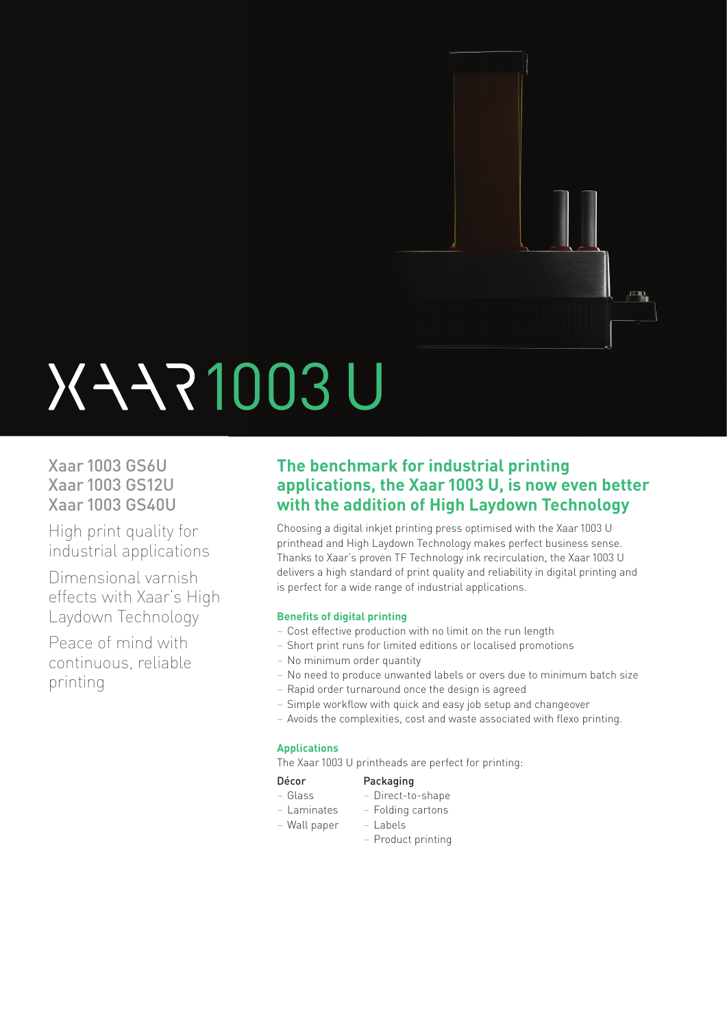# XAAR 1003 U

Xaar 1003 GS6U
Xaar 1003 GS12U
Xaar 1003 GS40U

High print quality for industrial applications

Dimensional varnish effects with Xaar's High Laydown Technology

Peace of mind with continuous, reliable printing

## The benchmark for industrial printing applications, the Xaar 1003 U, is now even better with the addition of High Laydown Technology

Choosing a digital inkjet printing press optimised with the Xaar 1003 U printhead and High Laydown Technology makes perfect business sense. Thanks to Xaar's proven TF Technology ink recirculation, the Xaar 1003 U delivers a high standard of print quality and reliability in digital printing and is perfect for a wide range of industrial applications.

### Benefits of digital printing

- Cost effective production with no limit on the run length
- Short print runs for limited editions or localised promotions
- No minimum order quantity
- No need to produce unwanted labels or overs due to minimum batch size
- Rapid order turnaround once the design is agreed
- Simple workflow with quick and easy job setup and changeover
- Avoids the complexities, cost and waste associated with flexo printing.

### Applications

The Xaar 1003 U printheads are perfect for printing:

**Décor**

- Glass
- Laminates
- Wall paper

**Packaging**

- Direct-to-shape
- Folding cartons
- Labels
- Product printing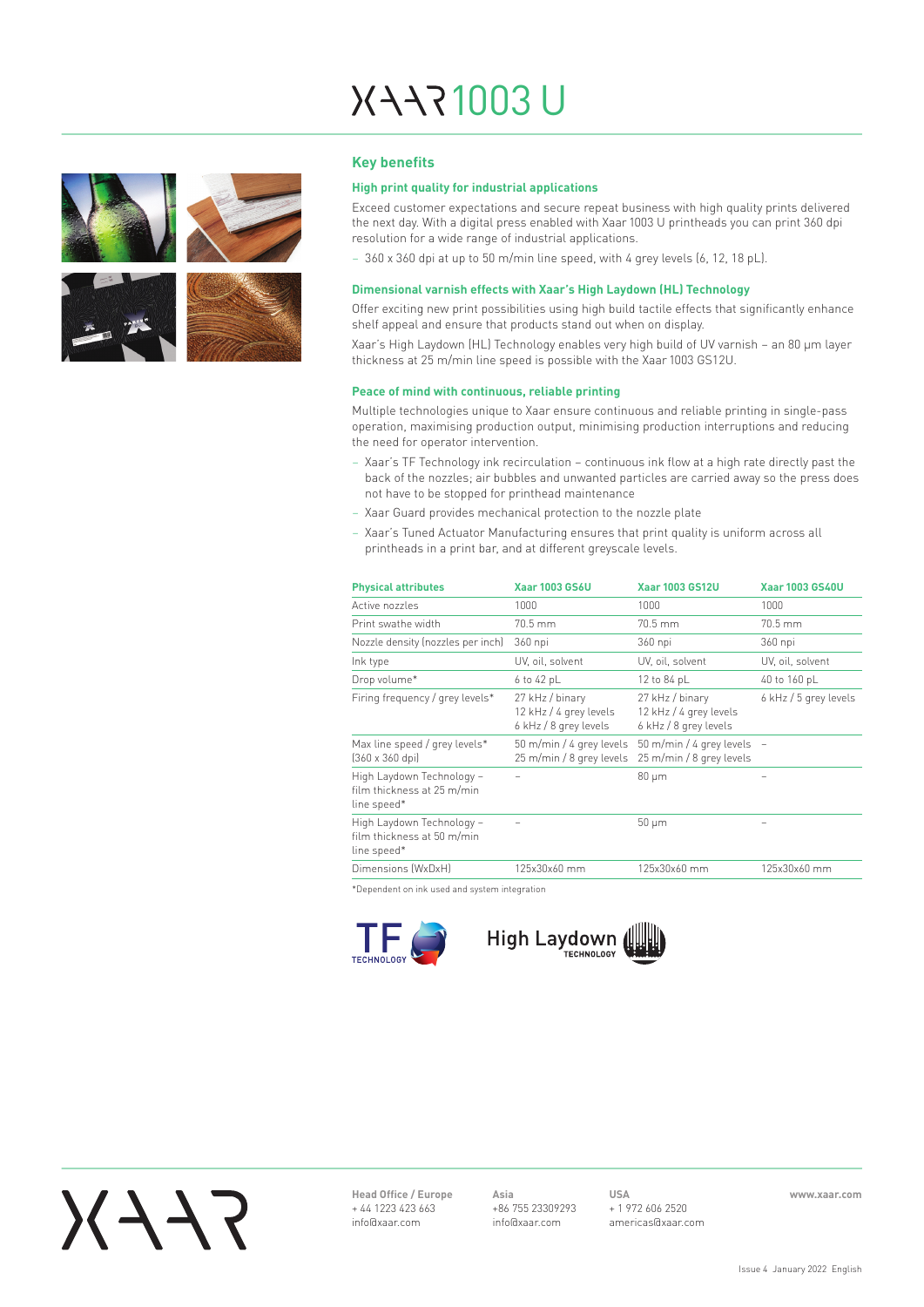# XAAR 1003 U

## Key benefits

### High print quality for industrial applications

Exceed customer expectations and secure repeat business with high quality prints delivered the next day. With a digital press enabled with Xaar 1003 U printheads you can print 360 dpi resolution for a wide range of industrial applications.

- 360 x 360 dpi at up to 50 m/min line speed, with 4 grey levels (6, 12, 18 pL).

### Dimensional varnish effects with Xaar's High Laydown (HL) Technology

Offer exciting new print possibilities using high build tactile effects that significantly enhance shelf appeal and ensure that products stand out when on display.

Xaar's High Laydown (HL) Technology enables very high build of UV varnish – an 80 µm layer thickness at 25 m/min line speed is possible with the Xaar 1003 GS12U.

### Peace of mind with continuous, reliable printing

Multiple technologies unique to Xaar ensure continuous and reliable printing in single-pass operation, maximising production output, minimising production interruptions and reducing the need for operator intervention.

- Xaar's TF Technology ink recirculation – continuous ink flow at a high rate directly past the back of the nozzles; air bubbles and unwanted particles are carried away so the press does not have to be stopped for printhead maintenance
- Xaar Guard provides mechanical protection to the nozzle plate
- Xaar's Tuned Actuator Manufacturing ensures that print quality is uniform across all printheads in a print bar, and at different greyscale levels.

| Physical attributes | Xaar 1003 GS6U | Xaar 1003 GS12U | Xaar 1003 GS40U |
|---|---|---|---|
| Active nozzles | 1000 | 1000 | 1000 |
| Print swathe width | 70.5 mm | 70.5 mm | 70.5 mm |
| Nozzle density (nozzles per inch) | 360 npi | 360 npi | 360 npi |
| Ink type | UV, oil, solvent | UV, oil, solvent | UV, oil, solvent |
| Drop volume* | 6 to 42 pL | 12 to 84 pL | 40 to 160 pL |
| Firing frequency / grey levels* | 27 kHz / binary<br>12 kHz / 4 grey levels<br>6 kHz / 8 grey levels | 27 kHz / binary<br>12 kHz / 4 grey levels<br>6 kHz / 8 grey levels | 6 kHz / 5 grey levels |
| Max line speed / grey levels* (360 x 360 dpi) | 50 m/min / 4 grey levels<br>25 m/min / 8 grey levels | 50 m/min / 4 grey levels<br>25 m/min / 8 grey levels | – |
| High Laydown Technology – film thickness at 25 m/min line speed* | – | 80 µm | – |
| High Laydown Technology – film thickness at 50 m/min line speed* | – | 50 µm | – |
| Dimensions (WxDxH) | 125x30x60 mm | 125x30x60 mm | 125x30x60 mm |

*Dependent on ink used and system integration

TF TECHNOLOGY

High Laydown TECHNOLOGY

**Head Office / Europe**
+ 44 1223 423 663
info@xaar.com

**Asia**
+86 755 23309293
info@xaar.com

**USA**
+ 1 972 606 2520
americas@xaar.com

**www.xaar.com**

Issue 4 January 2022 English